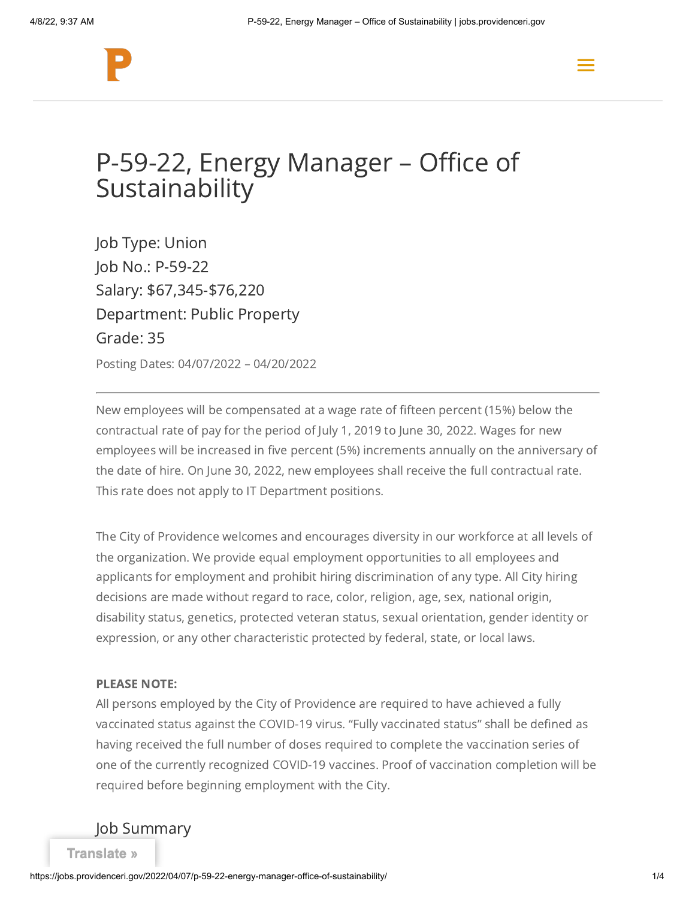# P-59-22, Energy Manager – Office of Sustainability

Job Type: Union
Job No.: P-59-22
Salary: $67,345-$76,220
Department: Public Property
Grade: 35

Posting Dates: 04/07/2022 – 04/20/2022

---

New employees will be compensated at a wage rate of fifteen percent (15%) below the contractual rate of pay for the period of July 1, 2019 to June 30, 2022. Wages for new employees will be increased in five percent (5%) increments annually on the anniversary of the date of hire. On June 30, 2022, new employees shall receive the full contractual rate. This rate does not apply to IT Department positions.

The City of Providence welcomes and encourages diversity in our workforce at all levels of the organization. We provide equal employment opportunities to all employees and applicants for employment and prohibit hiring discrimination of any type. All City hiring decisions are made without regard to race, color, religion, age, sex, national origin, disability status, genetics, protected veteran status, sexual orientation, gender identity or expression, or any other characteristic protected by federal, state, or local laws.

**PLEASE NOTE:**
All persons employed by the City of Providence are required to have achieved a fully vaccinated status against the COVID-19 virus. "Fully vaccinated status" shall be defined as having received the full number of doses required to complete the vaccination series of one of the currently recognized COVID-19 vaccines. Proof of vaccination completion will be required before beginning employment with the City.

## Job Summary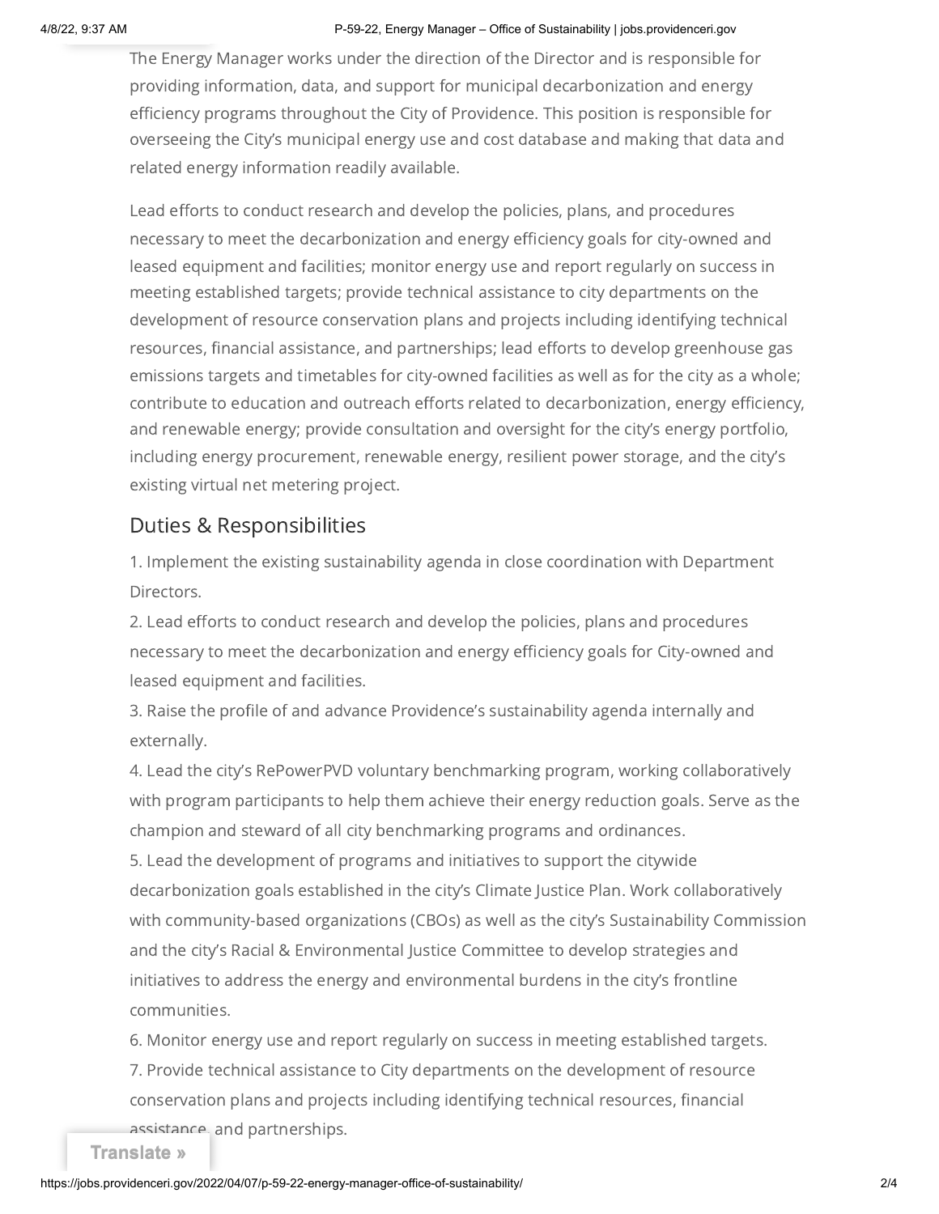The Energy Manager works under the direction of the Director and is responsible for providing information, data, and support for municipal decarbonization and energy efficiency programs throughout the City of Providence. This position is responsible for overseeing the City's municipal energy use and cost database and making that data and related energy information readily available.

Lead efforts to conduct research and develop the policies, plans, and procedures necessary to meet the decarbonization and energy efficiency goals for city-owned and leased equipment and facilities; monitor energy use and report regularly on success in meeting established targets; provide technical assistance to city departments on the development of resource conservation plans and projects including identifying technical resources, financial assistance, and partnerships; lead efforts to develop greenhouse gas emissions targets and timetables for city-owned facilities as well as for the city as a whole; contribute to education and outreach efforts related to decarbonization, energy efficiency, and renewable energy; provide consultation and oversight for the city's energy portfolio, including energy procurement, renewable energy, resilient power storage, and the city's existing virtual net metering project.

## Duties & Responsibilities

1. Implement the existing sustainability agenda in close coordination with Department Directors.
2. Lead efforts to conduct research and develop the policies, plans and procedures necessary to meet the decarbonization and energy efficiency goals for City-owned and leased equipment and facilities.
3. Raise the profile of and advance Providence's sustainability agenda internally and externally.
4. Lead the city's RePowerPVD voluntary benchmarking program, working collaboratively with program participants to help them achieve their energy reduction goals. Serve as the champion and steward of all city benchmarking programs and ordinances.
5. Lead the development of programs and initiatives to support the citywide decarbonization goals established in the city's Climate Justice Plan. Work collaboratively with community-based organizations (CBOs) as well as the city's Sustainability Commission and the city's Racial & Environmental Justice Committee to develop strategies and initiatives to address the energy and environmental burdens in the city's frontline communities.
6. Monitor energy use and report regularly on success in meeting established targets.
7. Provide technical assistance to City departments on the development of resource conservation plans and projects including identifying technical resources, financial assistance, and partnerships.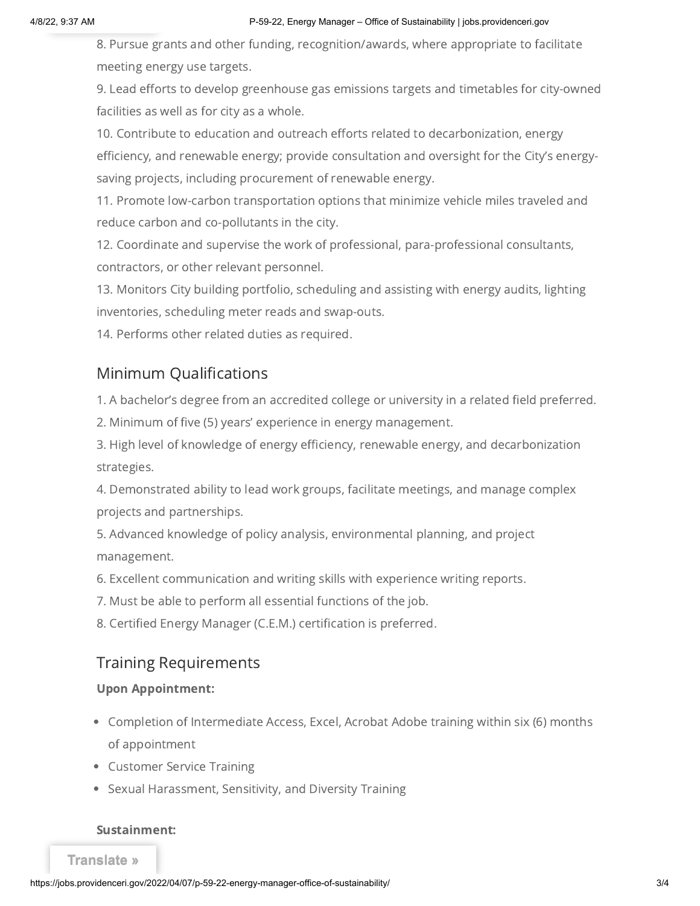8. Pursue grants and other funding, recognition/awards, where appropriate to facilitate meeting energy use targets.
9. Lead efforts to develop greenhouse gas emissions targets and timetables for city-owned facilities as well as for city as a whole.
10. Contribute to education and outreach efforts related to decarbonization, energy efficiency, and renewable energy; provide consultation and oversight for the City's energy-saving projects, including procurement of renewable energy.
11. Promote low-carbon transportation options that minimize vehicle miles traveled and reduce carbon and co-pollutants in the city.
12. Coordinate and supervise the work of professional, para-professional consultants, contractors, or other relevant personnel.
13. Monitors City building portfolio, scheduling and assisting with energy audits, lighting inventories, scheduling meter reads and swap-outs.
14. Performs other related duties as required.

## Minimum Qualifications

1. A bachelor's degree from an accredited college or university in a related field preferred.
2. Minimum of five (5) years' experience in energy management.
3. High level of knowledge of energy efficiency, renewable energy, and decarbonization strategies.
4. Demonstrated ability to lead work groups, facilitate meetings, and manage complex projects and partnerships.
5. Advanced knowledge of policy analysis, environmental planning, and project management.
6. Excellent communication and writing skills with experience writing reports.
7. Must be able to perform all essential functions of the job.
8. Certified Energy Manager (C.E.M.) certification is preferred.

## Training Requirements

**Upon Appointment:**

- Completion of Intermediate Access, Excel, Acrobat Adobe training within six (6) months of appointment
- Customer Service Training
- Sexual Harassment, Sensitivity, and Diversity Training

**Sustainment:**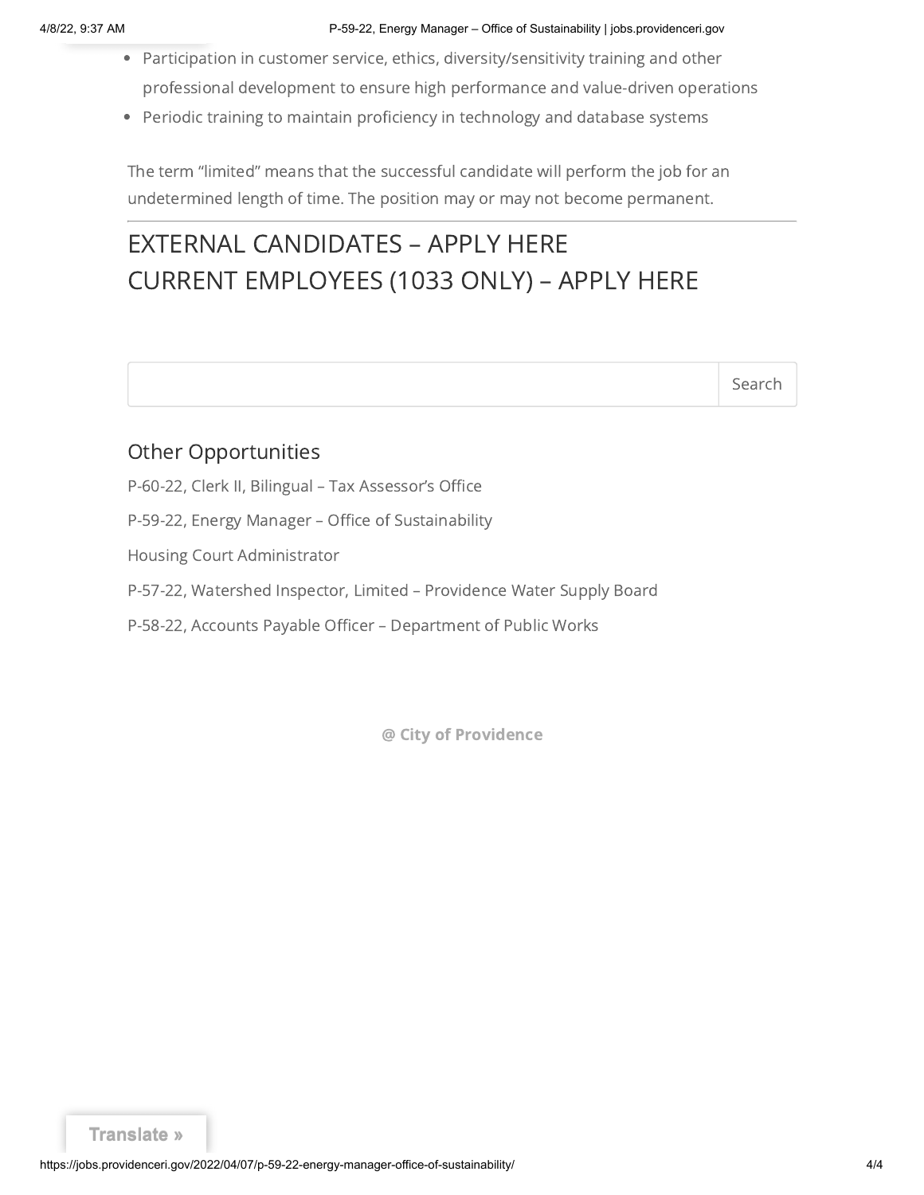- Participation in customer service, ethics, diversity/sensitivity training and other professional development to ensure high performance and value-driven operations
- Periodic training to maintain proficiency in technology and database systems

The term "limited" means that the successful candidate will perform the job for an undetermined length of time. The position may or may not become permanent.

---

## EXTERNAL CANDIDATES – APPLY HERE
## CURRENT EMPLOYEES (1033 ONLY) – APPLY HERE

Search

### Other Opportunities

P-60-22, Clerk II, Bilingual – Tax Assessor's Office

P-59-22, Energy Manager – Office of Sustainability

Housing Court Administrator

P-57-22, Watershed Inspector, Limited – Providence Water Supply Board

P-58-22, Accounts Payable Officer – Department of Public Works

**@ City of Providence**

Translate »